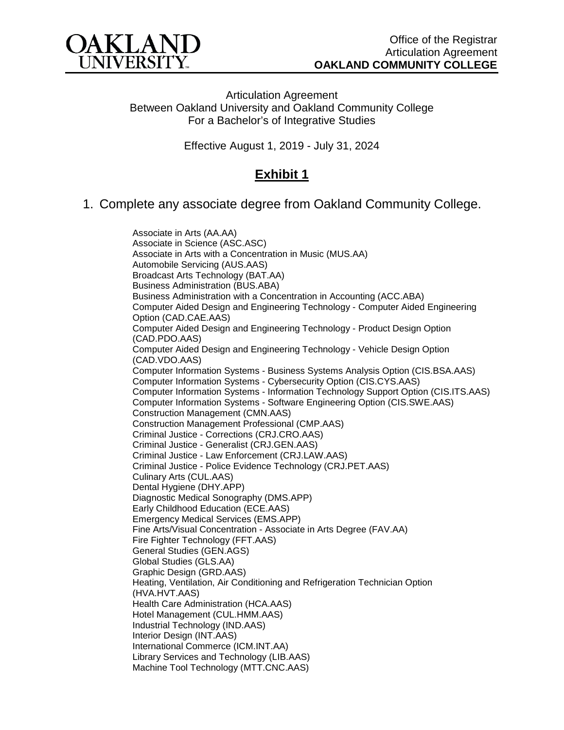Office of the Registrar
Articulation Agreement
**OAKLAND COMMUNITY COLLEGE**

Articulation Agreement
Between Oakland University and Oakland Community College
For a Bachelor's of Integrative Studies

Effective August 1, 2019 - July 31, 2024

# Exhibit 1

1. Complete any associate degree from Oakland Community College.

   Associate in Arts (AA.AA)
   Associate in Science (ASC.ASC)
   Associate in Arts with a Concentration in Music (MUS.AA)
   Automobile Servicing (AUS.AAS)
   Broadcast Arts Technology (BAT.AA)
   Business Administration (BUS.ABA)
   Business Administration with a Concentration in Accounting (ACC.ABA)
   Computer Aided Design and Engineering Technology - Computer Aided Engineering Option (CAD.CAE.AAS)
   Computer Aided Design and Engineering Technology - Product Design Option (CAD.PDO.AAS)
   Computer Aided Design and Engineering Technology - Vehicle Design Option (CAD.VDO.AAS)
   Computer Information Systems - Business Systems Analysis Option (CIS.BSA.AAS)
   Computer Information Systems - Cybersecurity Option (CIS.CYS.AAS)
   Computer Information Systems - Information Technology Support Option (CIS.ITS.AAS)
   Computer Information Systems - Software Engineering Option (CIS.SWE.AAS)
   Construction Management (CMN.AAS)
   Construction Management Professional (CMP.AAS)
   Criminal Justice - Corrections (CRJ.CRO.AAS)
   Criminal Justice - Generalist (CRJ.GEN.AAS)
   Criminal Justice - Law Enforcement (CRJ.LAW.AAS)
   Criminal Justice - Police Evidence Technology (CRJ.PET.AAS)
   Culinary Arts (CUL.AAS)
   Dental Hygiene (DHY.APP)
   Diagnostic Medical Sonography (DMS.APP)
   Early Childhood Education (ECE.AAS)
   Emergency Medical Services (EMS.APP)
   Fine Arts/Visual Concentration - Associate in Arts Degree (FAV.AA)
   Fire Fighter Technology (FFT.AAS)
   General Studies (GEN.AGS)
   Global Studies (GLS.AA)
   Graphic Design (GRD.AAS)
   Heating, Ventilation, Air Conditioning and Refrigeration Technician Option (HVA.HVT.AAS)
   Health Care Administration (HCA.AAS)
   Hotel Management (CUL.HMM.AAS)
   Industrial Technology (IND.AAS)
   Interior Design (INT.AAS)
   International Commerce (ICM.INT.AA)
   Library Services and Technology (LIB.AAS)
   Machine Tool Technology (MTT.CNC.AAS)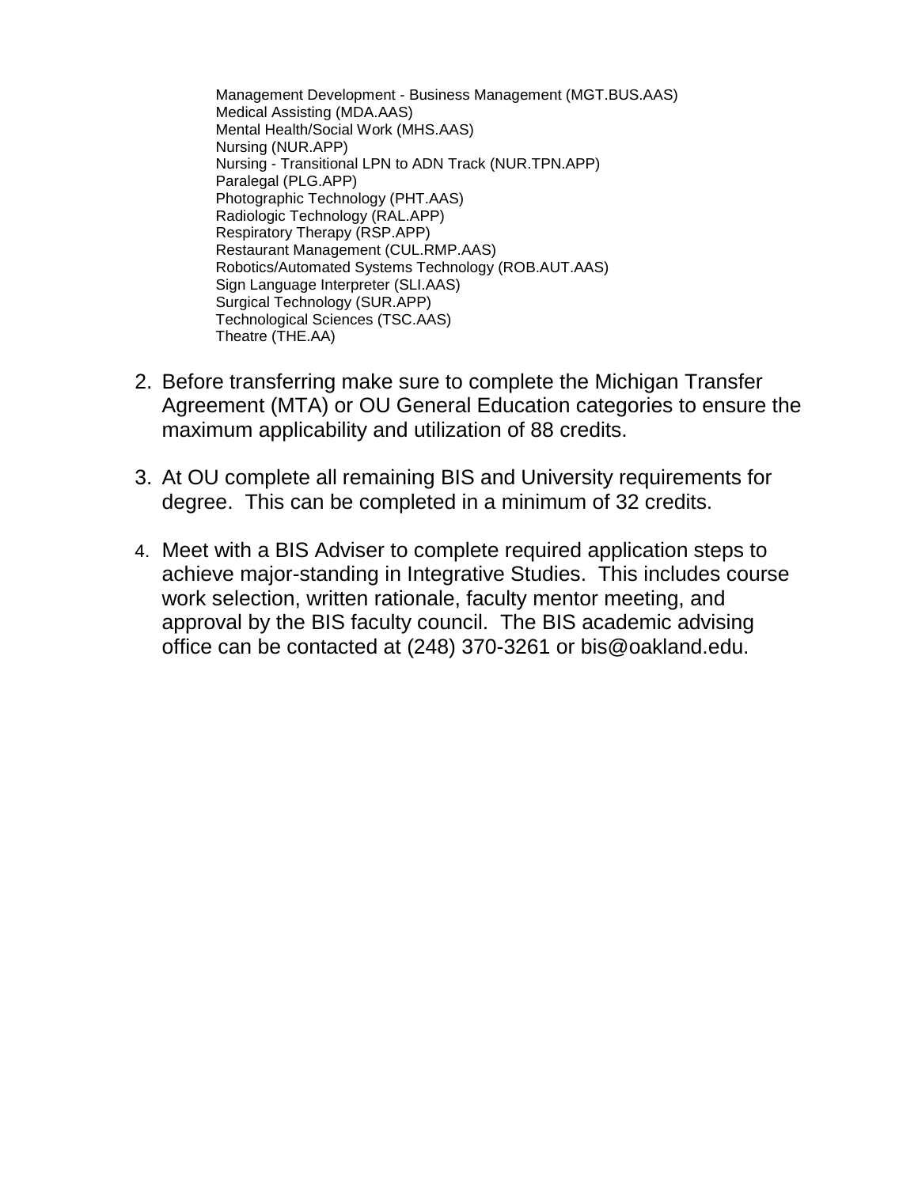- Management Development - Business Management (MGT.BUS.AAS)
- Medical Assisting (MDA.AAS)
- Mental Health/Social Work (MHS.AAS)
- Nursing (NUR.APP)
- Nursing - Transitional LPN to ADN Track (NUR.TPN.APP)
- Paralegal (PLG.APP)
- Photographic Technology (PHT.AAS)
- Radiologic Technology (RAL.APP)
- Respiratory Therapy (RSP.APP)
- Restaurant Management (CUL.RMP.AAS)
- Robotics/Automated Systems Technology (ROB.AUT.AAS)
- Sign Language Interpreter (SLI.AAS)
- Surgical Technology (SUR.APP)
- Technological Sciences (TSC.AAS)
- Theatre (THE.AA)

2. Before transferring make sure to complete the Michigan Transfer Agreement (MTA) or OU General Education categories to ensure the maximum applicability and utilization of 88 credits.

3. At OU complete all remaining BIS and University requirements for degree. This can be completed in a minimum of 32 credits.

4. Meet with a BIS Adviser to complete required application steps to achieve major-standing in Integrative Studies. This includes course work selection, written rationale, faculty mentor meeting, and approval by the BIS faculty council. The BIS academic advising office can be contacted at (248) 370-3261 or bis@oakland.edu.